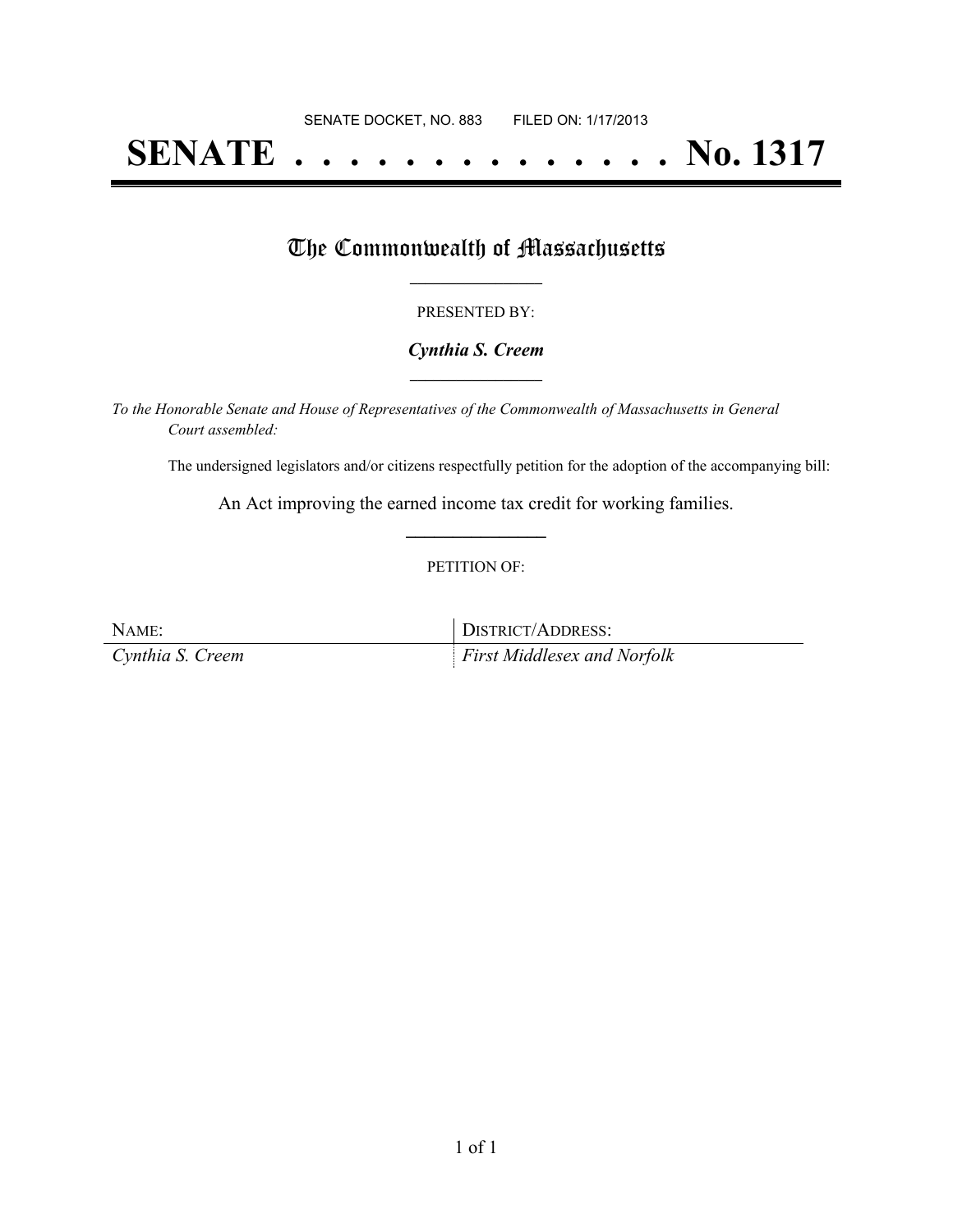SENATE DOCKET, NO. 883 FILED ON: 1/17/2013

# SENATE . . . . . . . . . . . . . . No. 1317

## The Commonwealth of Massachusetts

PRESENTED BY:

***Cynthia S. Creem***

*To the Honorable Senate and House of Representatives of the Commonwealth of Massachusetts in General Court assembled:*

The undersigned legislators and/or citizens respectfully petition for the adoption of the accompanying bill:

An Act improving the earned income tax credit for working families.

PETITION OF:

| NAME: | DISTRICT/ADDRESS: |
| --- | --- |
| *Cynthia S. Creem* | *First Middlesex and Norfolk* |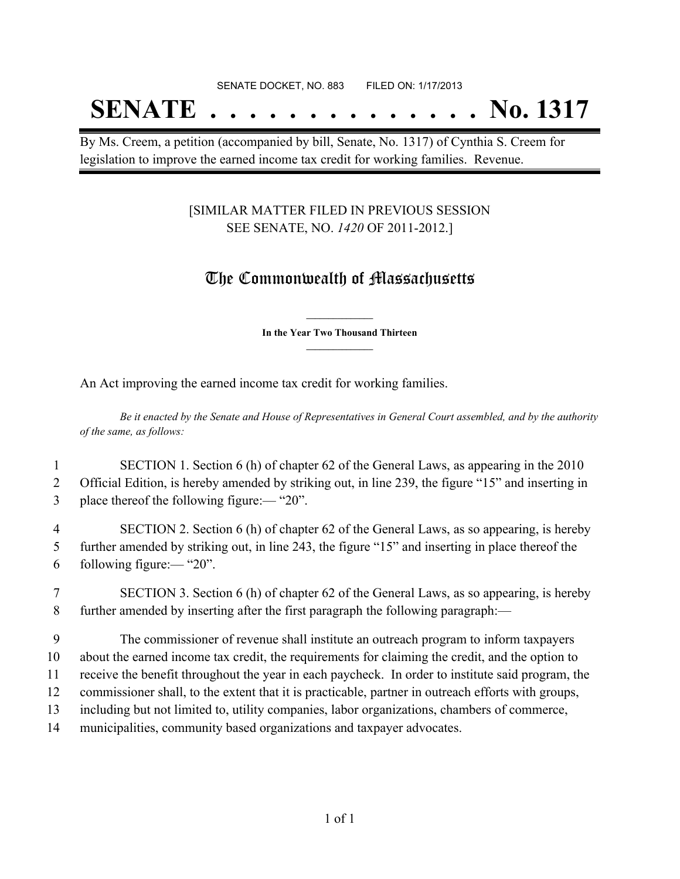SENATE DOCKET, NO. 883        FILED ON: 1/17/2013

# SENATE . . . . . . . . . . . . . . No. 1317

By Ms. Creem, a petition (accompanied by bill, Senate, No. 1317) of Cynthia S. Creem for legislation to improve the earned income tax credit for working families. Revenue.

[SIMILAR MATTER FILED IN PREVIOUS SESSION
SEE SENATE, NO. *1420* OF 2011-2012.]

## The Commonwealth of Massachusetts

**In the Year Two Thousand Thirteen**

An Act improving the earned income tax credit for working families.

*Be it enacted by the Senate and House of Representatives in General Court assembled, and by the authority of the same, as follows:*

1 SECTION 1. Section 6 (h) of chapter 62 of the General Laws, as appearing in the 2010
2 Official Edition, is hereby amended by striking out, in line 239, the figure "15" and inserting in
3 place thereof the following figure:— "20".

4 SECTION 2. Section 6 (h) of chapter 62 of the General Laws, as so appearing, is hereby
5 further amended by striking out, in line 243, the figure "15" and inserting in place thereof the
6 following figure:— "20".

7 SECTION 3. Section 6 (h) of chapter 62 of the General Laws, as so appearing, is hereby
8 further amended by inserting after the first paragraph the following paragraph:—

9 The commissioner of revenue shall institute an outreach program to inform taxpayers
10 about the earned income tax credit, the requirements for claiming the credit, and the option to
11 receive the benefit throughout the year in each paycheck. In order to institute said program, the
12 commissioner shall, to the extent that it is practicable, partner in outreach efforts with groups,
13 including but not limited to, utility companies, labor organizations, chambers of commerce,
14 municipalities, community based organizations and taxpayer advocates.